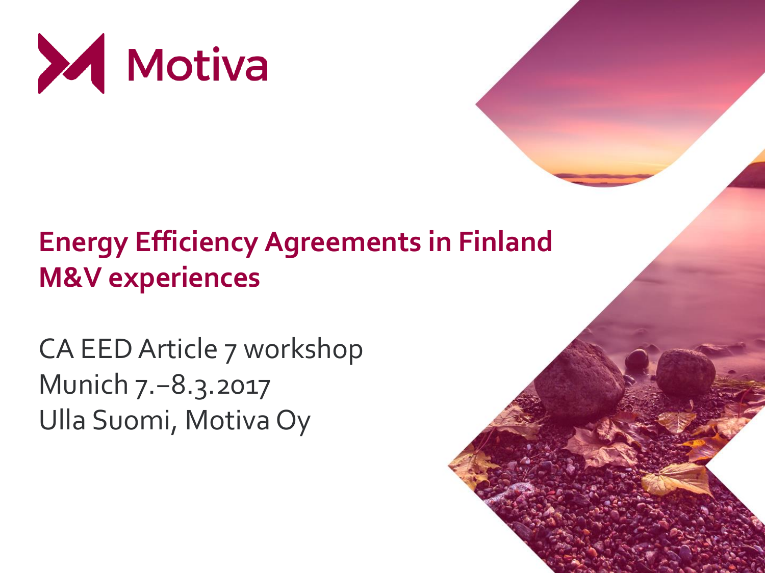Motiva

# Energy Efficiency Agreements in Finland
# M&V experiences

CA EED Article 7 workshop
Munich 7.–8.3.2017
Ulla Suomi, Motiva Oy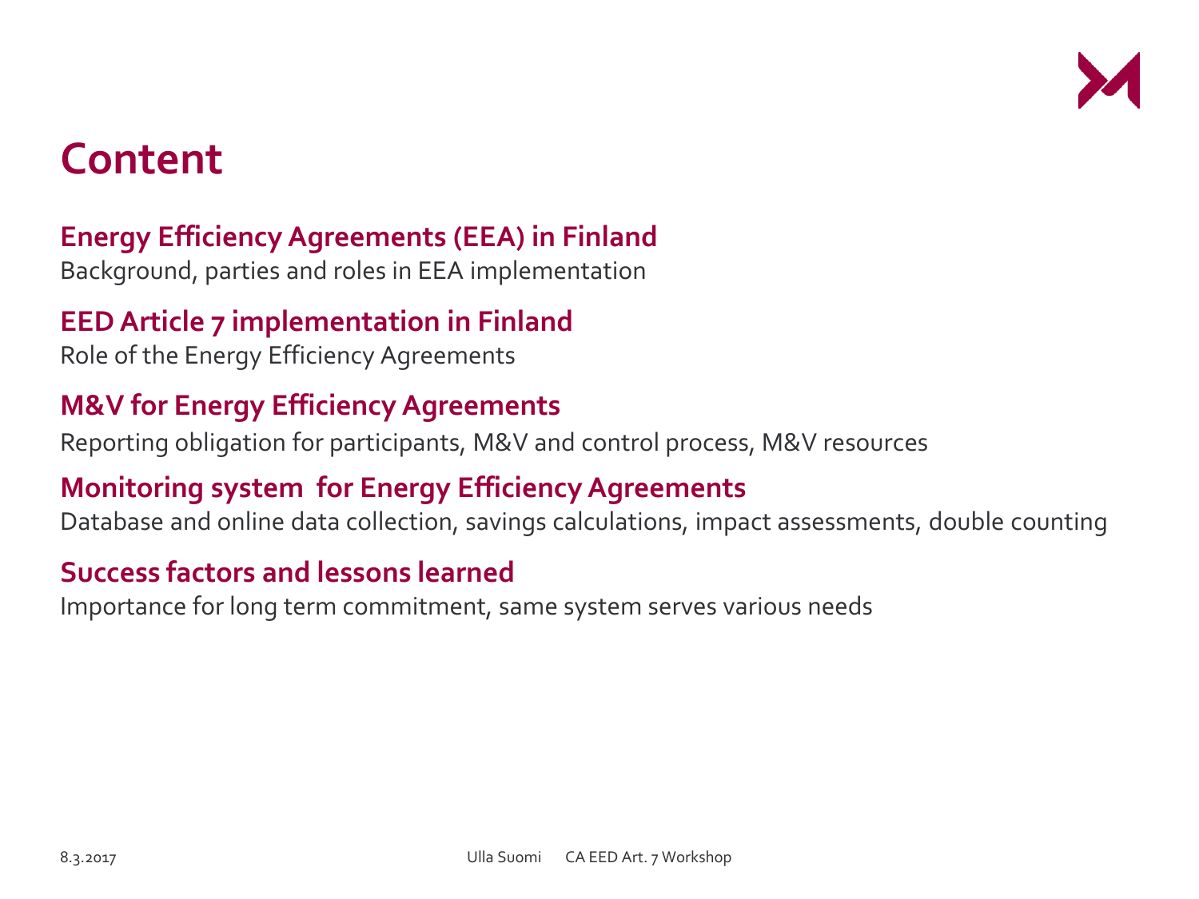# Content

## Energy Efficiency Agreements (EEA) in Finland

Background, parties and roles in EEA implementation

## EED Article 7 implementation in Finland

Role of the Energy Efficiency Agreements

## M&V for Energy Efficiency Agreements

Reporting obligation for participants, M&V and control process, M&V resources

## Monitoring system for Energy Efficiency Agreements

Database and online data collection, savings calculations, impact assessments, double counting

## Success factors and lessons learned

Importance for long term commitment, same system serves various needs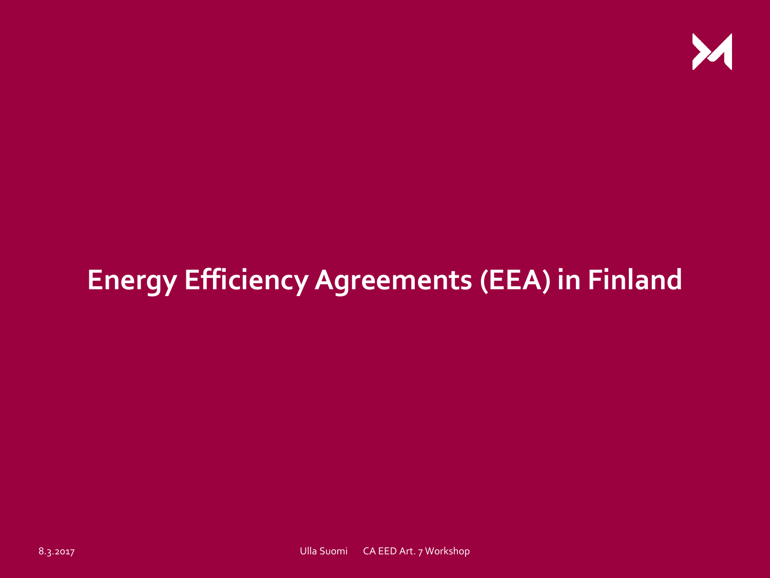# Energy Efficiency Agreements (EEA) in Finland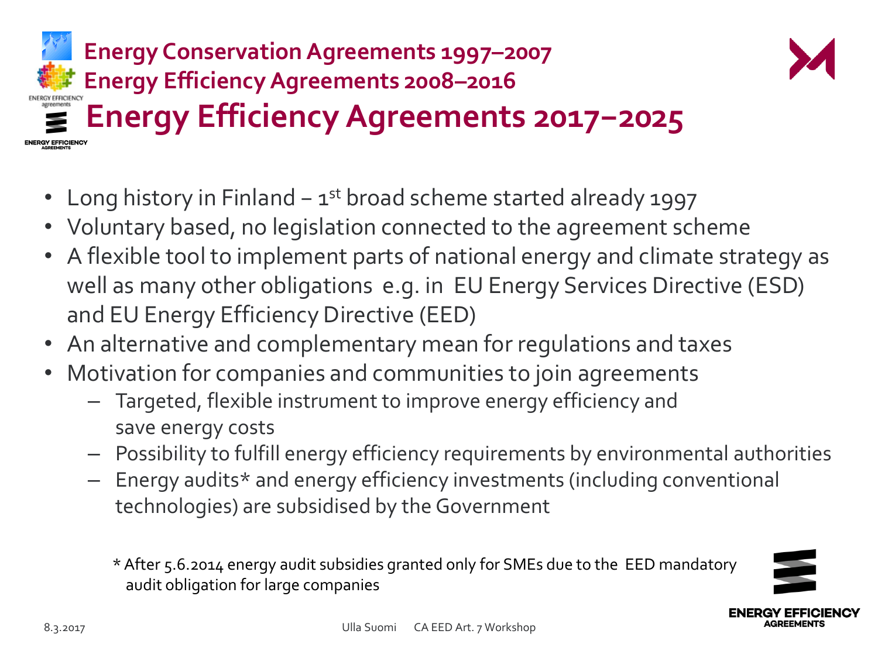### Energy Conservation Agreements 1997–2007

### Energy Efficiency Agreements 2008–2016

# Energy Efficiency Agreements 2017–2025

- Long history in Finland – 1st broad scheme started already 1997
- Voluntary based, no legislation connected to the agreement scheme
- A flexible tool to implement parts of national energy and climate strategy as well as many other obligations e.g. in EU Energy Services Directive (ESD) and EU Energy Efficiency Directive (EED)
- An alternative and complementary mean for regulations and taxes
- Motivation for companies and communities to join agreements
  - Targeted, flexible instrument to improve energy efficiency and save energy costs
  - Possibility to fulfill energy efficiency requirements by environmental authorities
  - Energy audits* and energy efficiency investments (including conventional technologies) are subsidised by the Government

\* After 5.6.2014 energy audit subsidies granted only for SMEs due to the EED mandatory audit obligation for large companies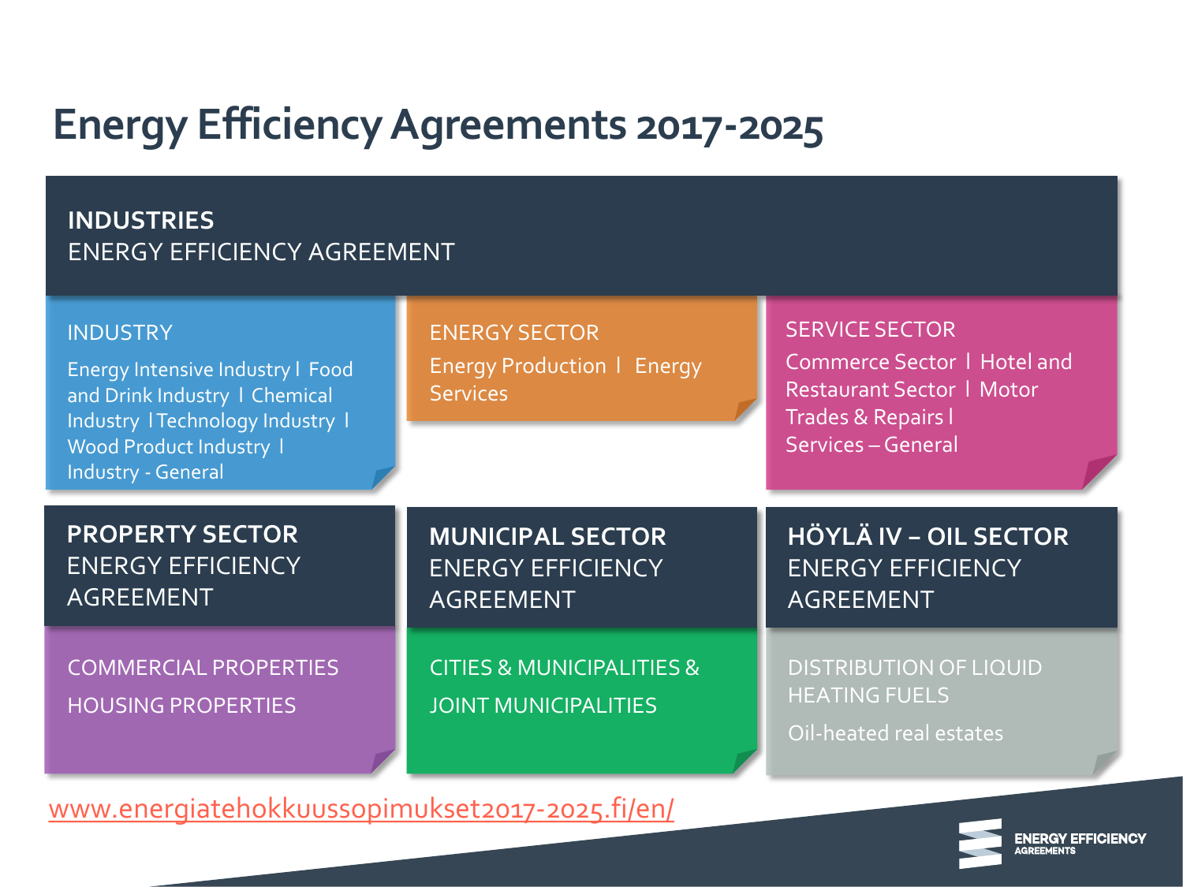# Energy Efficiency Agreements 2017-2025

## INDUSTRIES
ENERGY EFFICIENCY AGREEMENT

**INDUSTRY**

Energy Intensive Industry | Food and Drink Industry | Chemical Industry | Technology Industry | Wood Product Industry | Industry - General

**ENERGY SECTOR**

Energy Production | Energy Services

**SERVICE SECTOR**

Commerce Sector | Hotel and Restaurant Sector | Motor Trades & Repairs | Services – General

## PROPERTY SECTOR
ENERGY EFFICIENCY AGREEMENT

COMMERCIAL PROPERTIES

HOUSING PROPERTIES

## MUNICIPAL SECTOR
ENERGY EFFICIENCY AGREEMENT

CITIES & MUNICIPALITIES & JOINT MUNICIPALITIES

## HÖYLÄ IV – OIL SECTOR
ENERGY EFFICIENCY AGREEMENT

DISTRIBUTION OF LIQUID HEATING FUELS

Oil-heated real estates

www.energiatehokkuussopimukset2017-2025.fi/en/

ENERGY EFFICIENCY AGREEMENTS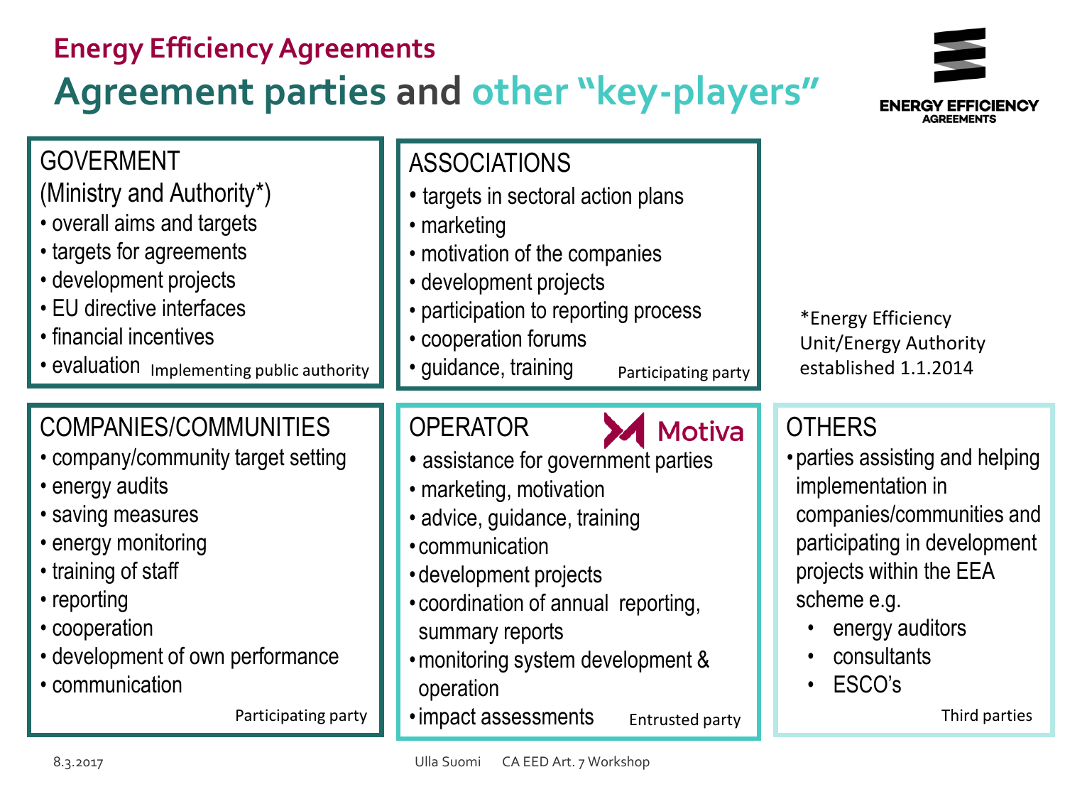## Energy Efficiency Agreements

# Agreement parties and other "key-players"

ENERGY EFFICIENCY AGREEMENTS

### GOVERMENT
(Ministry and Authority*)

- overall aims and targets
- targets for agreements
- development projects
- EU directive interfaces
- financial incentives
- evaluation

Implementing public authority

### ASSOCIATIONS

- targets in sectoral action plans
- marketing
- motivation of the companies
- development projects
- participation to reporting process
- cooperation forums
- guidance, training

Participating party

*Energy Efficiency Unit/Energy Authority established 1.1.2014

### COMPANIES/COMMUNITIES

- company/community target setting
- energy audits
- saving measures
- energy monitoring
- training of staff
- reporting
- cooperation
- development of own performance
- communication

Participating party

### OPERATOR

Motiva

- assistance for government parties
- marketing, motivation
- advice, guidance, training
- communication
- development projects
- coordination of annual reporting, summary reports
- monitoring system development & operation
- impact assessments

Entrusted party

### OTHERS

- parties assisting and helping implementation in companies/communities and participating in development projects within the EEA scheme e.g.
  - energy auditors
  - consultants
  - ESCO's

Third parties

8.3.2017 Ulla Suomi CA EED Art. 7 Workshop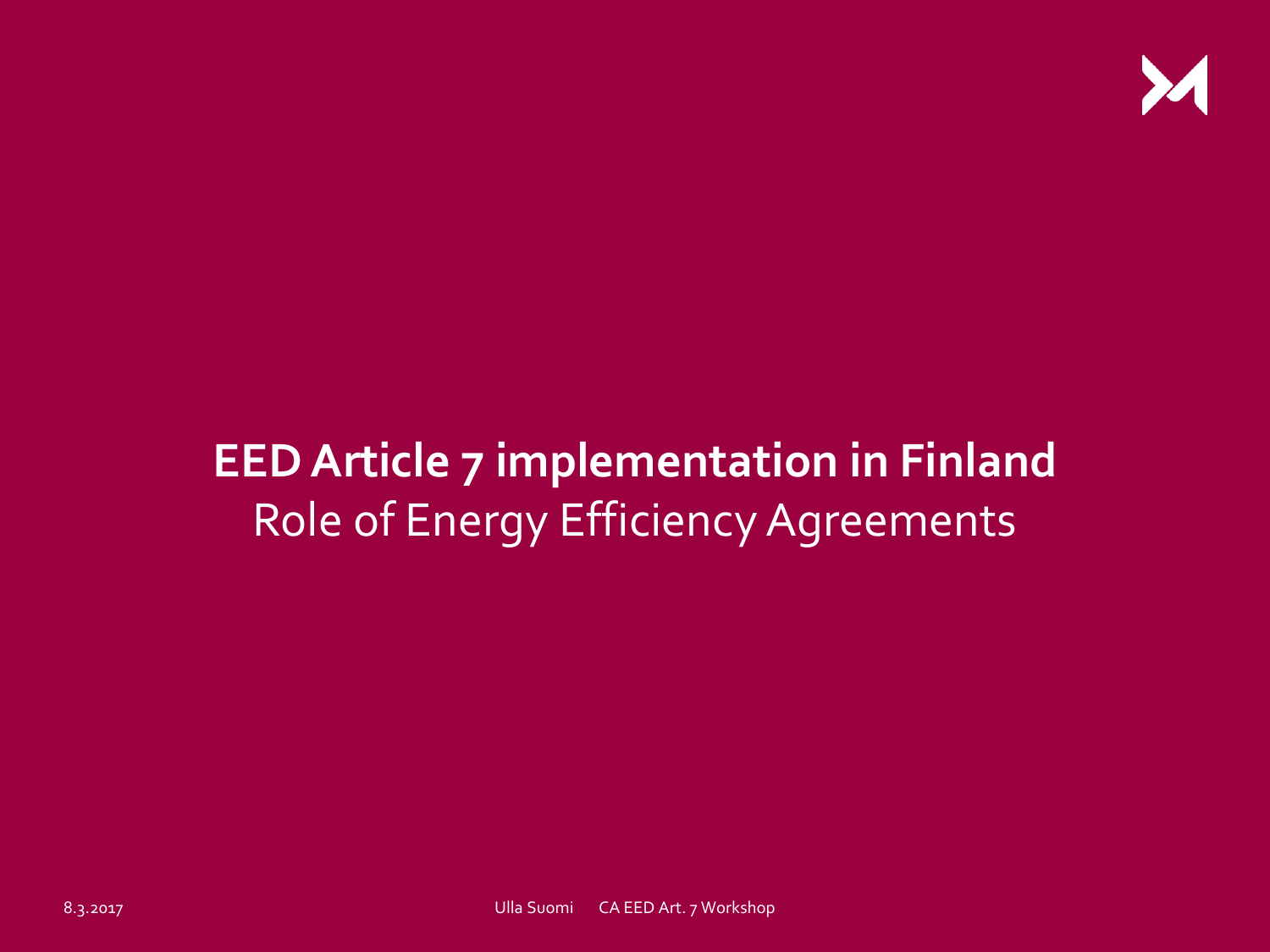# EED Article 7 implementation in Finland

Role of Energy Efficiency Agreements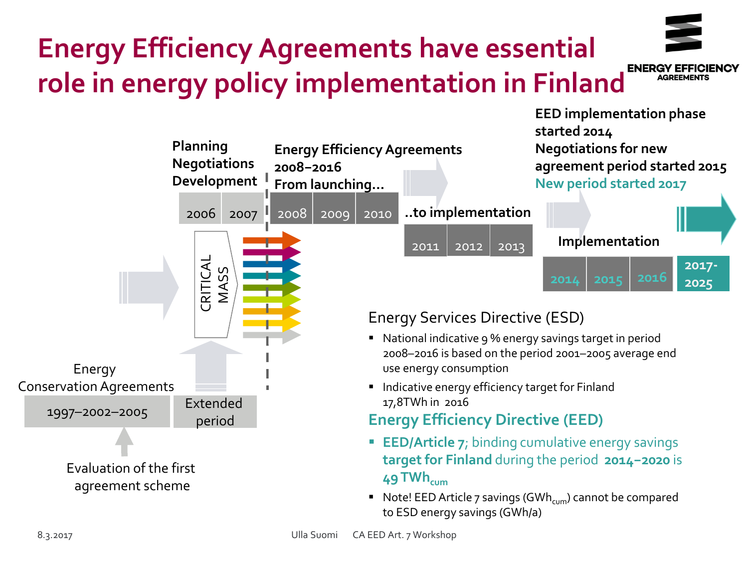# Energy Efficiency Agreements have essential role in energy policy implementation in Finland

ENERGY EFFICIENCY AGREEMENTS

Planning
Negotiations
Development

2006 | 2007

Energy Efficiency Agreements 2008–2016
From launching…

2008 | 2009 | 2010

..to implementation

2011 | 2012 | 2013

EED implementation phase started 2014
Negotiations for new agreement period started 2015
New period started 2017

Implementation

2014 | 2015 | 2016 | 2017-2025

CRITICAL MASS

Energy Conservation Agreements

1997–2002–2005 | Extended period

Evaluation of the first agreement scheme

Energy Services Directive (ESD)

- National indicative 9 % energy savings target in period 2008–2016 is based on the period 2001–2005 average end use energy consumption
- Indicative energy efficiency target for Finland 17,8TWh in 2016

**Energy Efficiency Directive (EED)**

- **EED/Article 7**; binding cumulative energy savings **target for Finland** during the period **2014–2020** is **49 $TWh_{cum}$**
- Note! EED Article 7 savings ($GWh_{cum}$) cannot be compared to ESD energy savings (GWh/a)

8.3.2017 Ulla Suomi CA EED Art. 7 Workshop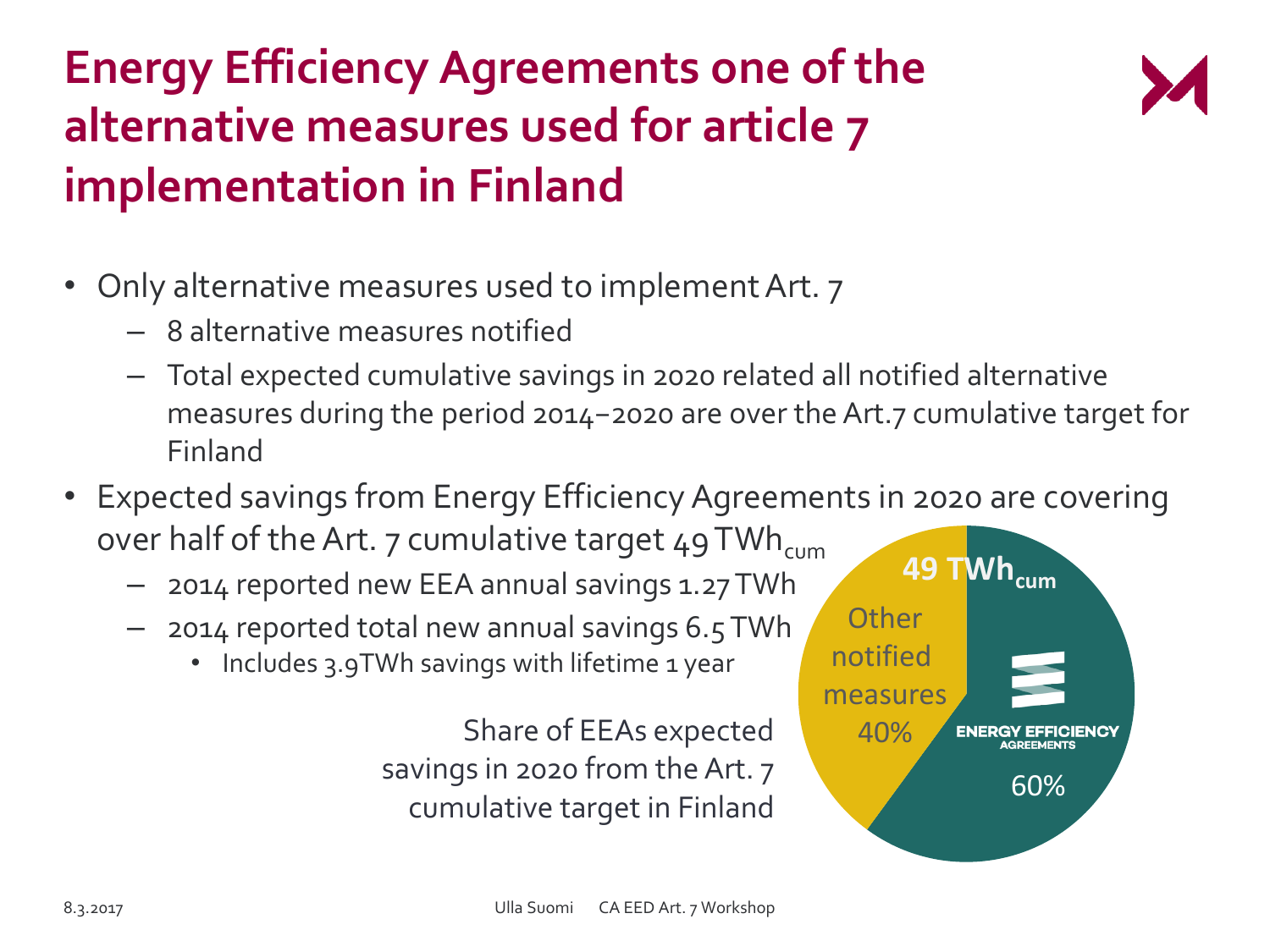# Energy Efficiency Agreements one of the alternative measures used for article 7 implementation in Finland

- Only alternative measures used to implement Art. 7
  - 8 alternative measures notified
  - Total expected cumulative savings in 2020 related all notified alternative measures during the period 2014–2020 are over the Art.7 cumulative target for Finland
- Expected savings from Energy Efficiency Agreements in 2020 are covering over half of the Art. 7 cumulative target 49 $TWh_{cum}$
  - 2014 reported new EEA annual savings 1.27 TWh
  - 2014 reported total new annual savings 6.5 TWh
    - Includes 3.9TWh savings with lifetime 1 year

49 $TWh_{cum}$

Other notified measures 40%

ENERGY EFFICIENCY AGREEMENTS 60%

Share of EEAs expected savings in 2020 from the Art. 7 cumulative target in Finland

8.3.2017 Ulla Suomi CA EED Art. 7 Workshop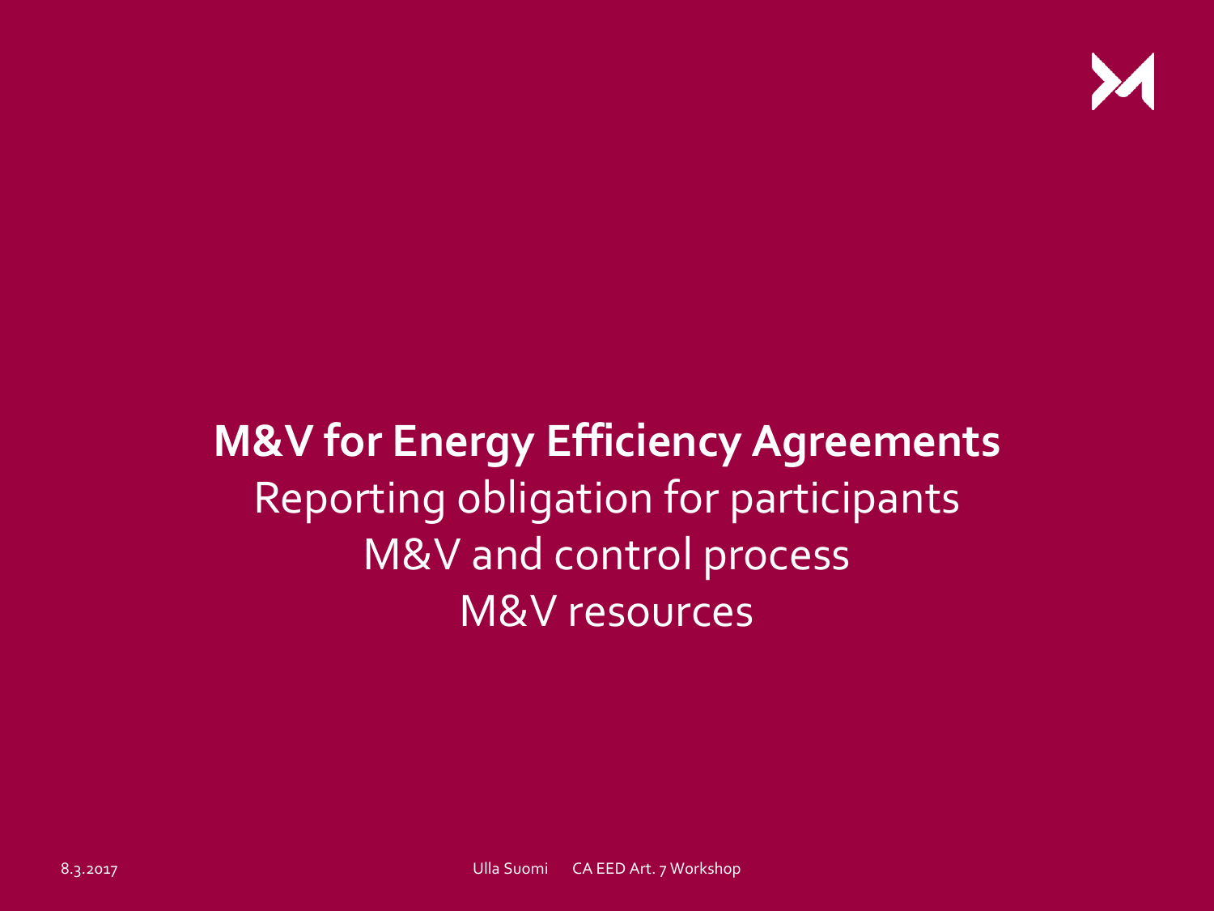# M&V for Energy Efficiency Agreements

Reporting obligation for participants

M&V and control process

M&V resources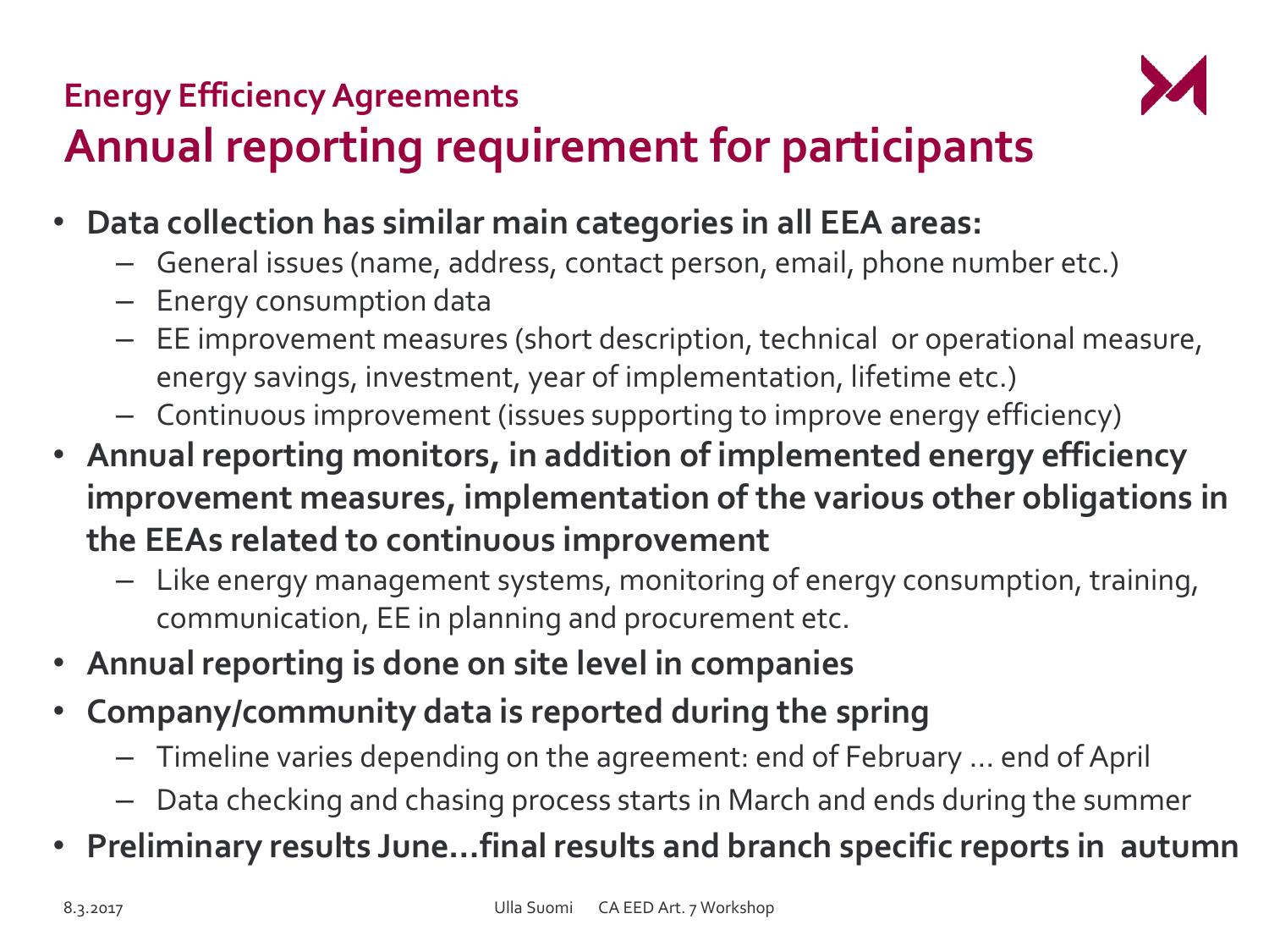## Energy Efficiency Agreements

# Annual reporting requirement for participants

- **Data collection has similar main categories in all EEA areas:**
  - General issues (name, address, contact person, email, phone number etc.)
  - Energy consumption data
  - EE improvement measures (short description, technical or operational measure, energy savings, investment, year of implementation, lifetime etc.)
  - Continuous improvement (issues supporting to improve energy efficiency)
- **Annual reporting monitors, in addition of implemented energy efficiency improvement measures, implementation of the various other obligations in the EEAs related to continuous improvement**
  - Like energy management systems, monitoring of energy consumption, training, communication, EE in planning and procurement etc.
- **Annual reporting is done on site level in companies**
- **Company/community data is reported during the spring**
  - Timeline varies depending on the agreement: end of February ... end of April
  - Data checking and chasing process starts in March and ends during the summer
- **Preliminary results June…final results and branch specific reports in autumn**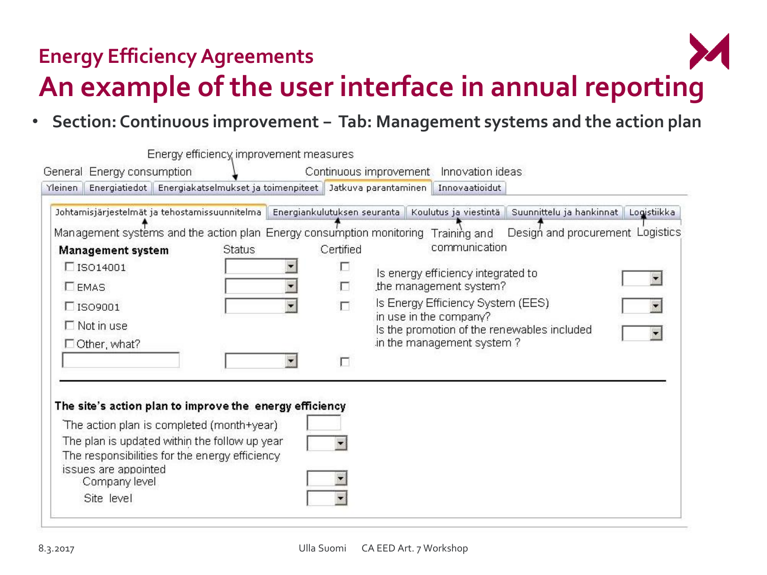## Energy Efficiency Agreements

# An example of the user interface in annual reporting

- **Section: Continuous improvement – Tab: Management systems and the action plan**

Energy efficiency improvement measures

General | Energy consumption | | Continuous improvement | Innovation ideas

Yleinen | Energiatiedot | Energiakatselmukset ja toimenpiteet | Jatkuva parantaminen | Innovaatioidut

Johtamisjärjestelmät ja tehostamissuunnitelma | Energiankulutuksen seuranta | Koulutus ja viestintä | Suunnittelu ja hankinnat | Logistiikka

Management systems and the action plan | Energy consumption monitoring | Training and communication | Design and procurement | Logistics

| **Management system** | Status | Certified |
|---|---|---|
| ☐ ISO14001 | ▾ | ☐ |
| ☐ EMAS | ▾ | ☐ |
| ☐ ISO9001 | ▾ | ☐ |
| ☐ Not in use | | |
| ☐ Other, what? | | |
| [ ] | ▾ | ☐ |

| | |
|---|---|
| Is energy efficiency integrated to the management system? | ▾ |
| Is Energy Efficiency System (EES) in use in the company? | ▾ |
| Is the promotion of the renewables included in the management system ? | ▾ |

**The site's action plan to improve the energy efficiency**

| | |
|---|---|
| The action plan is completed (month+year) | [ ] |
| The plan is updated within the follow up year | ▾ |
| The responsibilities for the energy efficiency issues are appointed | |
| Company level | ▾ |
| Site level | ▾ |

8.3.2017 Ulla Suomi CA EED Art. 7 Workshop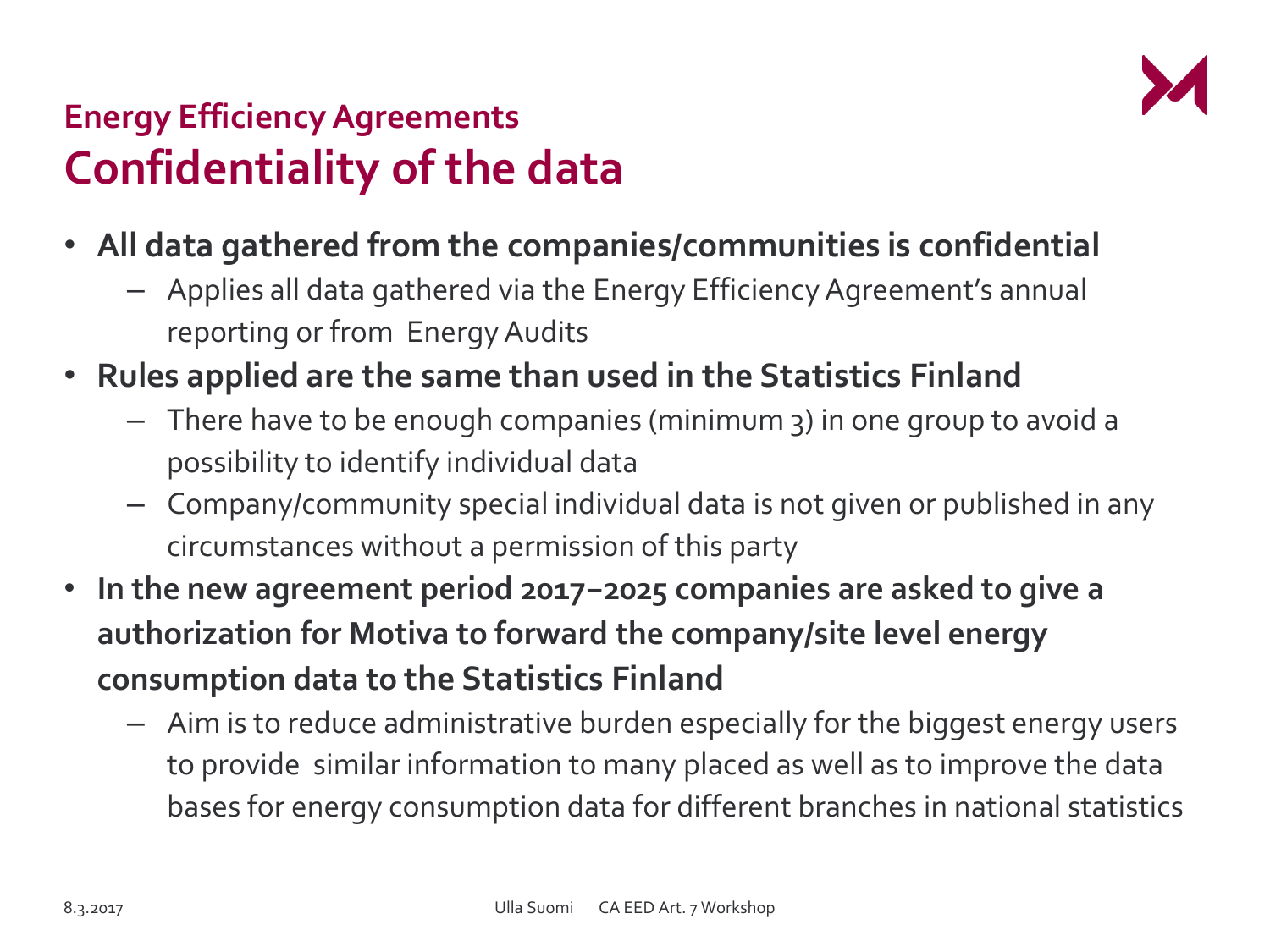## Energy Efficiency Agreements

# Confidentiality of the data

- **All data gathered from the companies/communities is confidential**
  - Applies all data gathered via the Energy Efficiency Agreement's annual reporting or from Energy Audits
- **Rules applied are the same than used in the Statistics Finland**
  - There have to be enough companies (minimum 3) in one group to avoid a possibility to identify individual data
  - Company/community special individual data is not given or published in any circumstances without a permission of this party
- **In the new agreement period 2017–2025 companies are asked to give a authorization for Motiva to forward the company/site level energy consumption data to the Statistics Finland**
  - Aim is to reduce administrative burden especially for the biggest energy users to provide similar information to many placed as well as to improve the data bases for energy consumption data for different branches in national statistics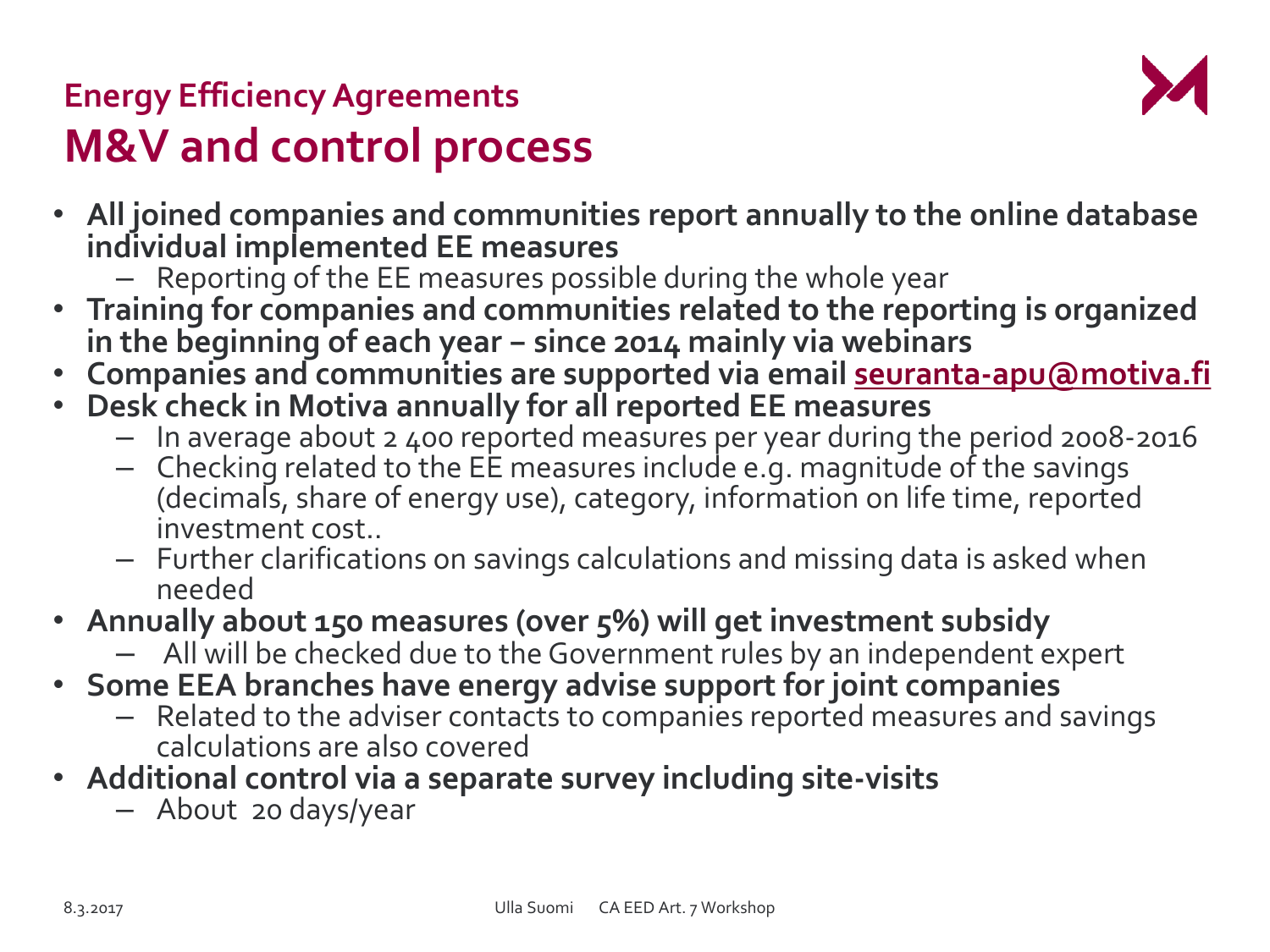## Energy Efficiency Agreements

# M&V and control process

- **All joined companies and communities report annually to the online database individual implemented EE measures**
  - Reporting of the EE measures possible during the whole year
- **Training for companies and communities related to the reporting is organized in the beginning of each year – since 2014 mainly via webinars**
- **Companies and communities are supported via email seuranta-apu@motiva.fi**
- **Desk check in Motiva annually for all reported EE measures**
  - In average about 2 400 reported measures per year during the period 2008-2016
  - Checking related to the EE measures include e.g. magnitude of the savings (decimals, share of energy use), category, information on life time, reported investment cost..
  - Further clarifications on savings calculations and missing data is asked when needed
- **Annually about 150 measures (over 5%) will get investment subsidy**
  - All will be checked due to the Government rules by an independent expert
- **Some EEA branches have energy advise support for joint companies**
  - Related to the adviser contacts to companies reported measures and savings calculations are also covered
- **Additional control via a separate survey including site-visits**
  - About 20 days/year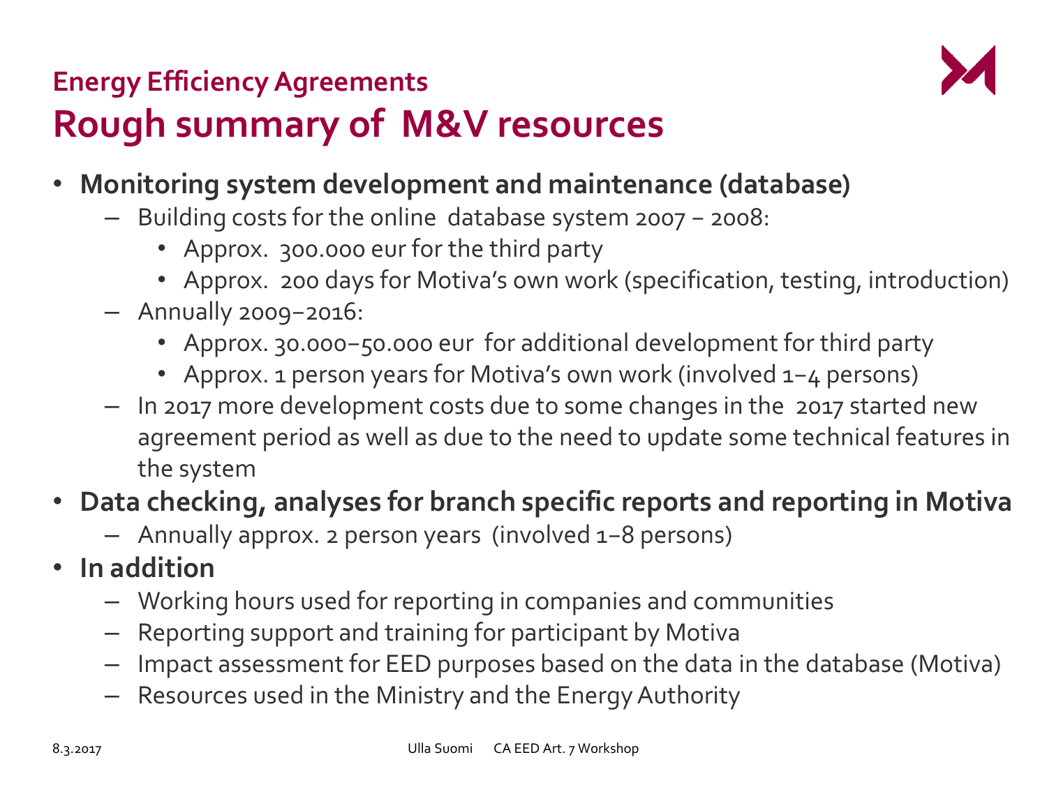## Energy Efficiency Agreements

# Rough summary of M&V resources

- **Monitoring system development and maintenance (database)**
  - Building costs for the online database system 2007 – 2008:
    - Approx. 300.000 eur for the third party
    - Approx. 200 days for Motiva's own work (specification, testing, introduction)
  - Annually 2009–2016:
    - Approx. 30.000–50.000 eur for additional development for third party
    - Approx. 1 person years for Motiva's own work (involved 1–4 persons)
  - In 2017 more development costs due to some changes in the 2017 started new agreement period as well as due to the need to update some technical features in the system
- **Data checking, analyses for branch specific reports and reporting in Motiva**
  - Annually approx. 2 person years (involved 1–8 persons)
- **In addition**
  - Working hours used for reporting in companies and communities
  - Reporting support and training for participant by Motiva
  - Impact assessment for EED purposes based on the data in the database (Motiva)
  - Resources used in the Ministry and the Energy Authority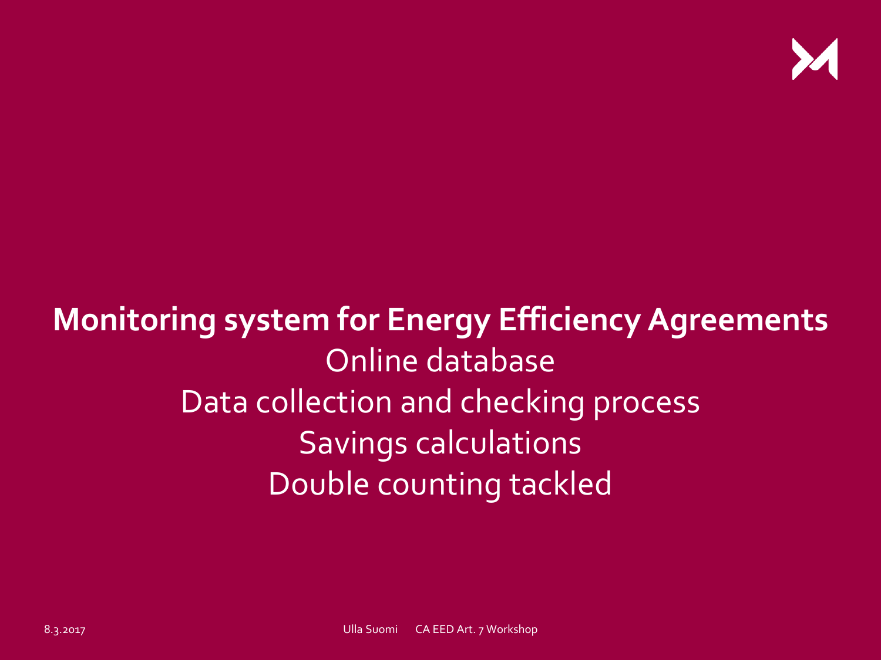# Monitoring system for Energy Efficiency Agreements

Online database

Data collection and checking process

Savings calculations

Double counting tackled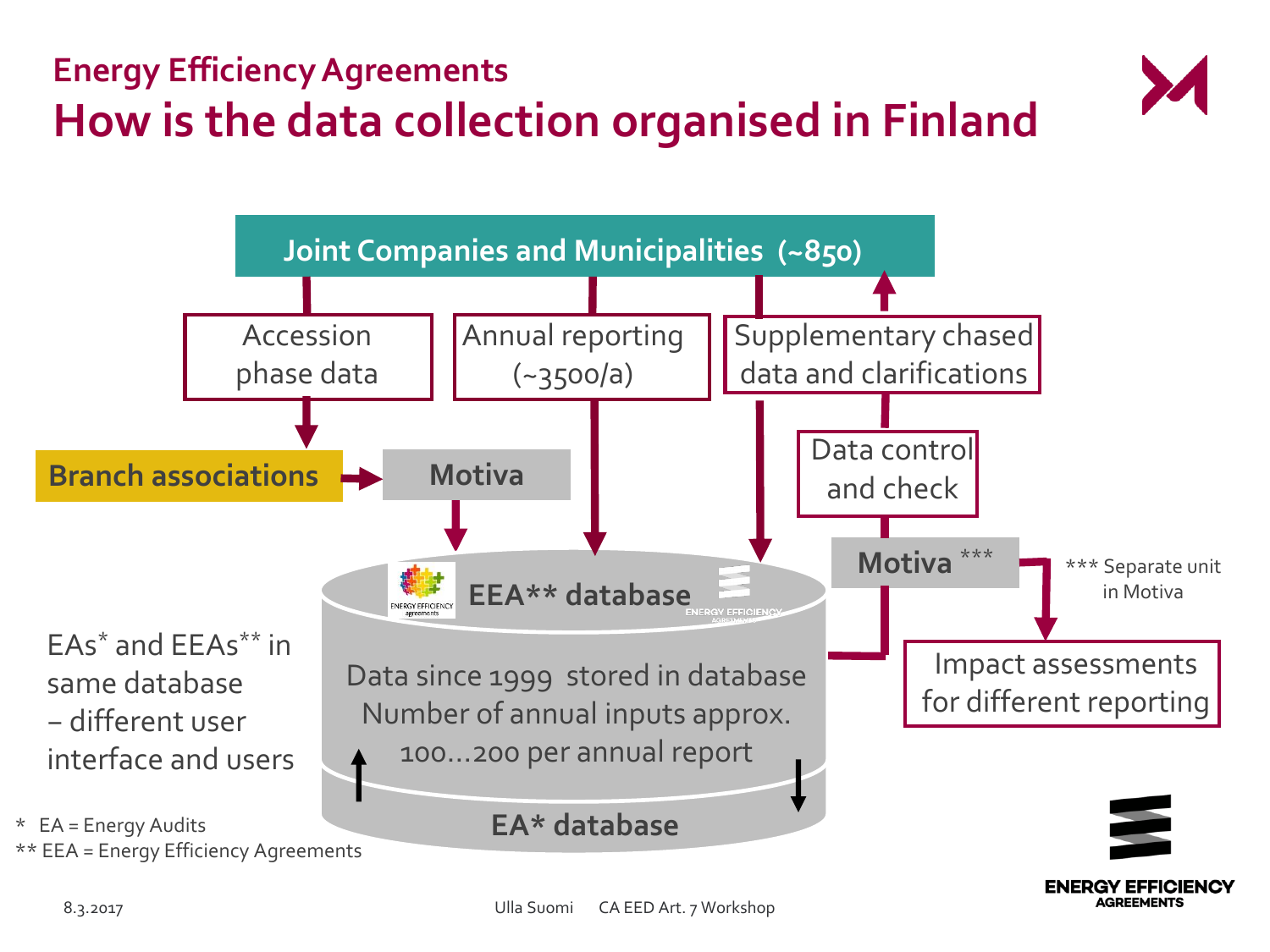## Energy Efficiency Agreements

# How is the data collection organised in Finland

Joint Companies and Municipalities (~850)

Accession phase data

Annual reporting (~3500/a)

Supplementary chased data and clarifications

Branch associations

Motiva

Data control and check

Motiva ***

*** Separate unit in Motiva

Impact assessments for different reporting

EEA** database

Data since 1999 stored in database
Number of annual inputs approx. 100…200 per annual report

EA* database

EAs* and EEAs** in same database – different user interface and users

\* EA = Energy Audits
** EEA = Energy Efficiency Agreements

8.3.2017 Ulla Suomi CA EED Art. 7 Workshop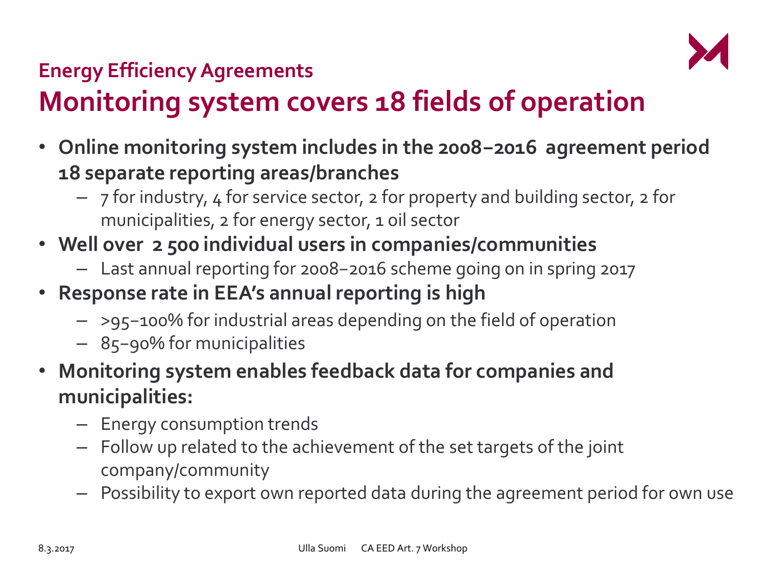## Energy Efficiency Agreements

# Monitoring system covers 18 fields of operation

- **Online monitoring system includes in the 2008–2016 agreement period 18 separate reporting areas/branches**
  - 7 for industry, 4 for service sector, 2 for property and building sector, 2 for municipalities, 2 for energy sector, 1 oil sector
- **Well over 2 500 individual users in companies/communities**
  - Last annual reporting for 2008–2016 scheme going on in spring 2017
- **Response rate in EEA's annual reporting is high**
  - >95–100% for industrial areas depending on the field of operation
  - 85–90% for municipalities
- **Monitoring system enables feedback data for companies and municipalities:**
  - Energy consumption trends
  - Follow up related to the achievement of the set targets of the joint company/community
  - Possibility to export own reported data during the agreement period for own use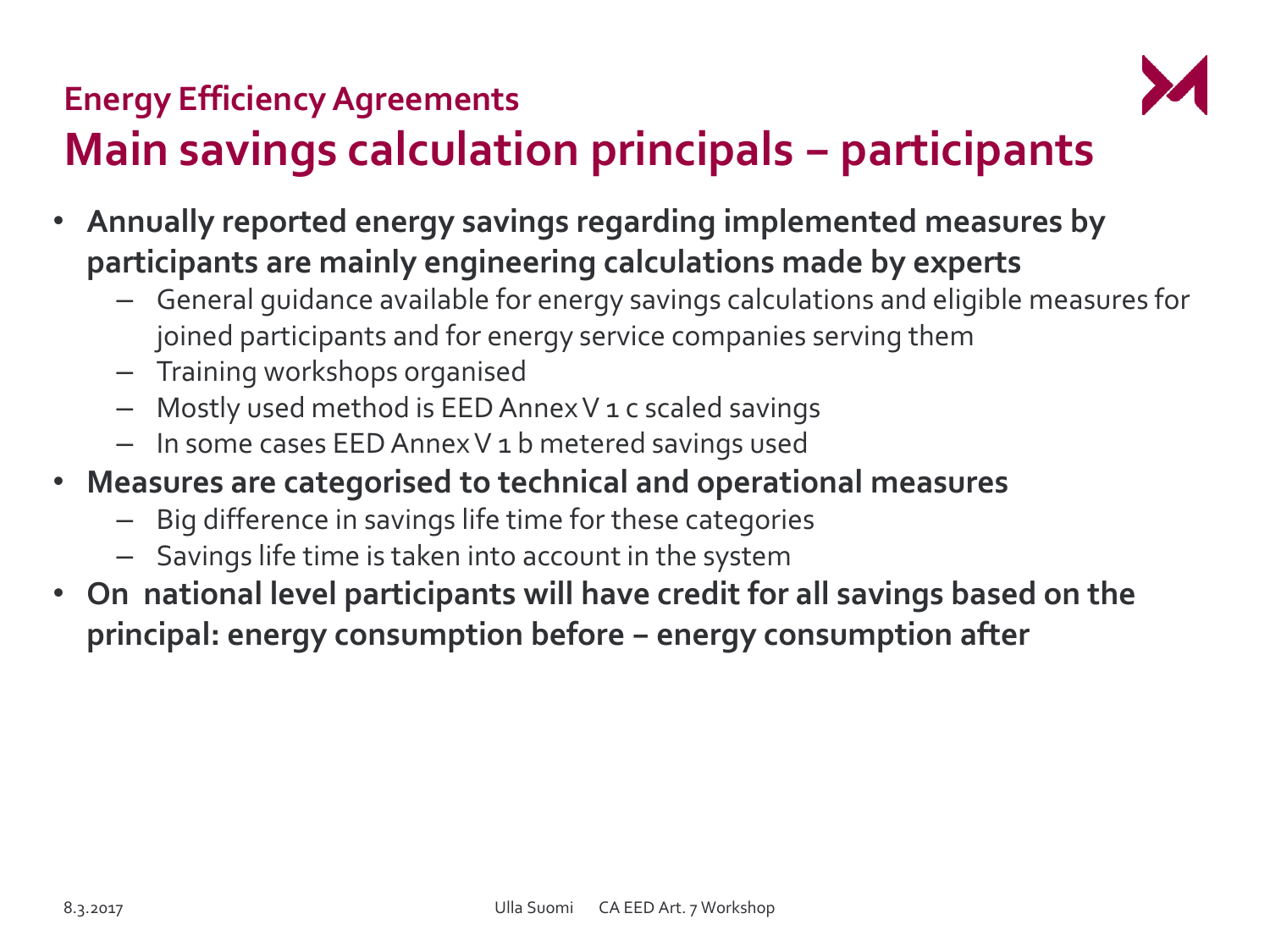## Energy Efficiency Agreements

# Main savings calculation principals – participants

- **Annually reported energy savings regarding implemented measures by participants are mainly engineering calculations made by experts**
  - General guidance available for energy savings calculations and eligible measures for joined participants and for energy service companies serving them
  - Training workshops organised
  - Mostly used method is EED Annex V 1 c scaled savings
  - In some cases EED Annex V 1 b metered savings used
- **Measures are categorised to technical and operational measures**
  - Big difference in savings life time for these categories
  - Savings life time is taken into account in the system
- **On national level participants will have credit for all savings based on the principal: energy consumption before – energy consumption after**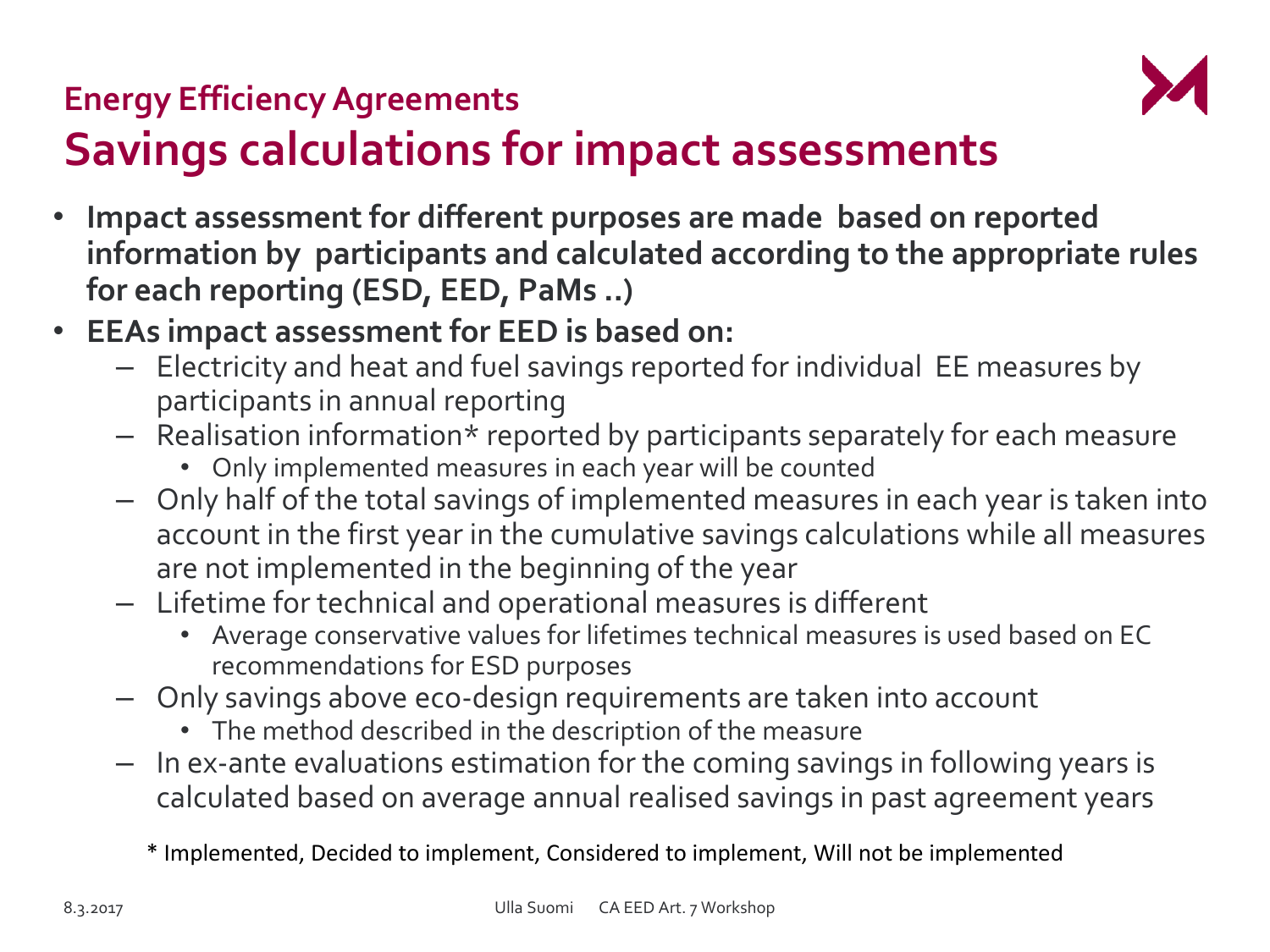## Energy Efficiency Agreements

# Savings calculations for impact assessments

- **Impact assessment for different purposes are made based on reported information by participants and calculated according to the appropriate rules for each reporting (ESD, EED, PaMs ..)**
- **EEAs impact assessment for EED is based on:**
  - Electricity and heat and fuel savings reported for individual EE measures by participants in annual reporting
  - Realisation information* reported by participants separately for each measure
    - Only implemented measures in each year will be counted
  - Only half of the total savings of implemented measures in each year is taken into account in the first year in the cumulative savings calculations while all measures are not implemented in the beginning of the year
  - Lifetime for technical and operational measures is different
    - Average conservative values for lifetimes technical measures is used based on EC recommendations for ESD purposes
  - Only savings above eco-design requirements are taken into account
    - The method described in the description of the measure
  - In ex-ante evaluations estimation for the coming savings in following years is calculated based on average annual realised savings in past agreement years

* Implemented, Decided to implement, Considered to implement, Will not be implemented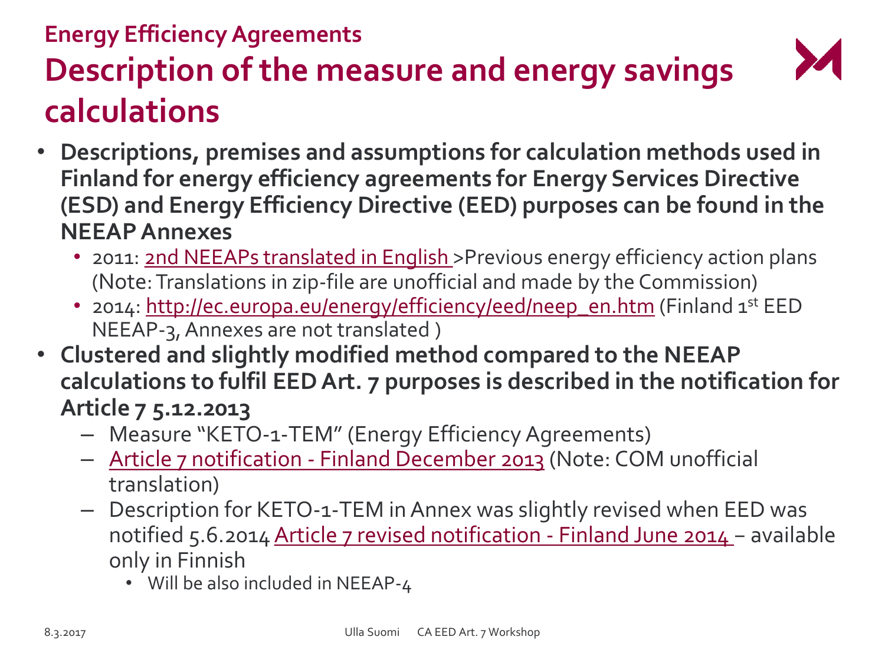## Energy Efficiency Agreements

# Description of the measure and energy savings calculations

- **Descriptions, premises and assumptions for calculation methods used in Finland for energy efficiency agreements for Energy Services Directive (ESD) and Energy Efficiency Directive (EED) purposes can be found in the NEEAP Annexes**
  - 2011: 2nd NEEAPs translated in English >Previous energy efficiency action plans (Note: Translations in zip-file are unofficial and made by the Commission)
  - 2014: http://ec.europa.eu/energy/efficiency/eed/neep_en.htm (Finland 1st EED NEEAP-3, Annexes are not translated )
- **Clustered and slightly modified method compared to the NEEAP calculations to fulfil EED Art. 7 purposes is described in the notification for Article 7 5.12.2013**
  - Measure "KETO-1-TEM" (Energy Efficiency Agreements)
  - Article 7 notification - Finland December 2013 (Note: COM unofficial translation)
  - Description for KETO-1-TEM in Annex was slightly revised when EED was notified 5.6.2014 Article 7 revised notification - Finland June 2014 – available only in Finnish
    - Will be also included in NEEAP-4

8.3.2017 Ulla Suomi CA EED Art. 7 Workshop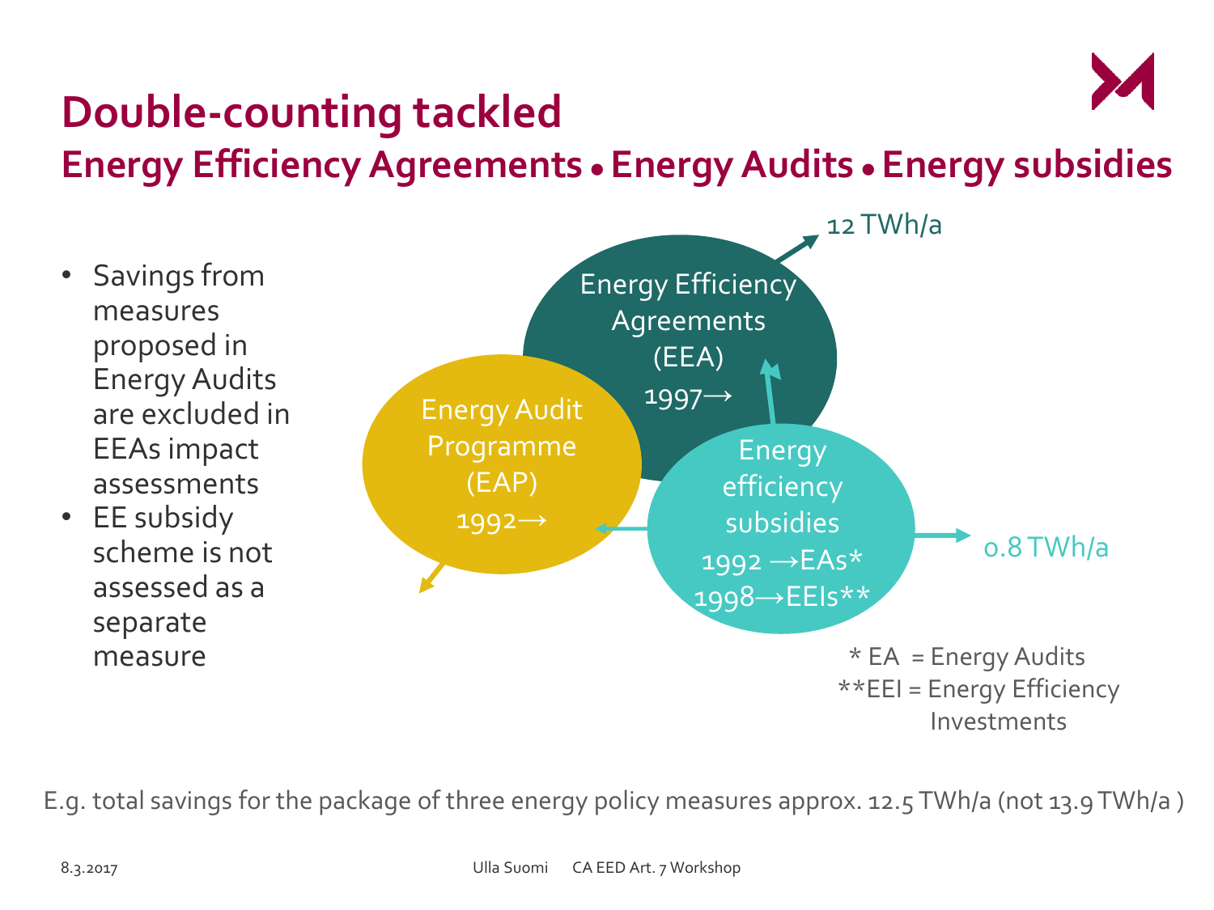# Double-counting tackled

## Energy Efficiency Agreements • Energy Audits • Energy subsidies

- Savings from measures proposed in Energy Audits are excluded in EEAs impact assessments
- EE subsidy scheme is not assessed as a separate measure

Energy Efficiency Agreements (EEA) 1997→ — 12 TWh/a

Energy Audit Programme (EAP) 1992→

Energy efficiency subsidies 1992 →EAs* 1998→EEIs** — 0.8 TWh/a

\* EA = Energy Audits
\*\*EEI = Energy Efficiency Investments

E.g. total savings for the package of three energy policy measures approx. 12.5 TWh/a (not 13.9 TWh/a )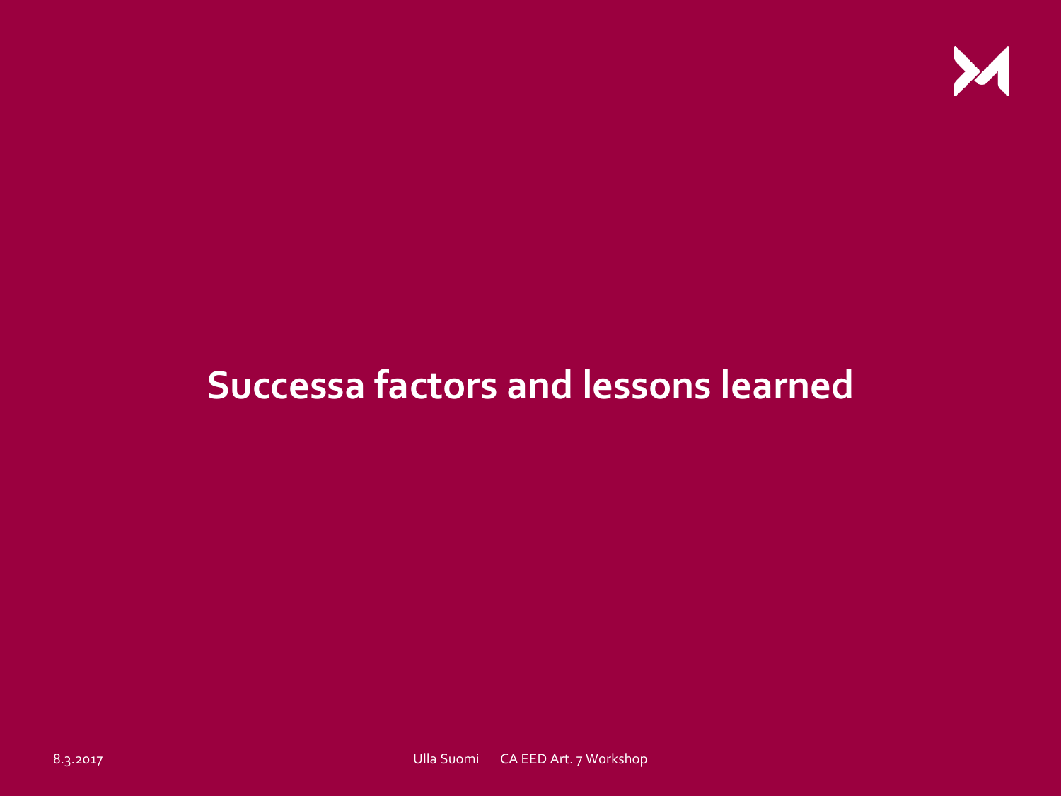# Successa factors and lessons learned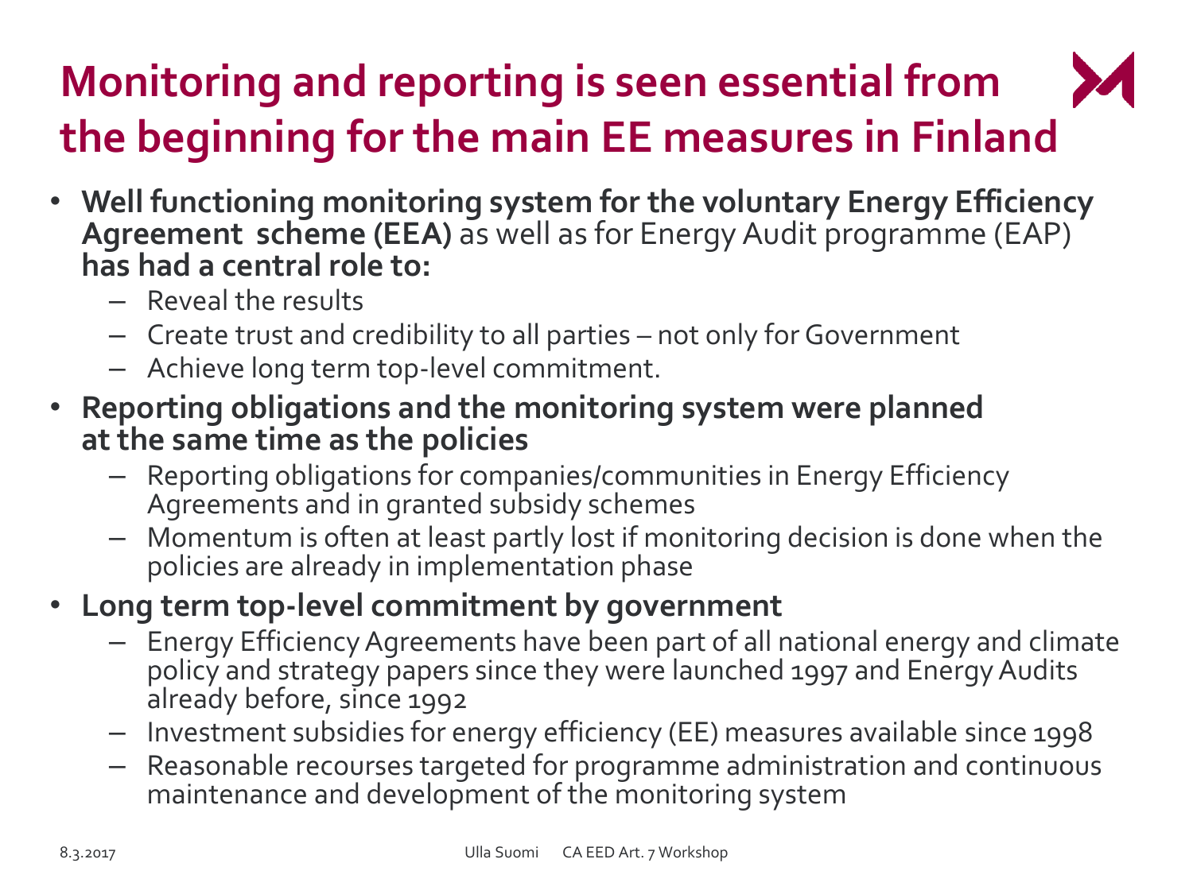# Monitoring and reporting is seen essential from the beginning for the main EE measures in Finland

- **Well functioning monitoring system for the voluntary Energy Efficiency Agreement scheme (EEA)** as well as for Energy Audit programme (EAP) **has had a central role to:**
  - Reveal the results
  - Create trust and credibility to all parties – not only for Government
  - Achieve long term top-level commitment.
- **Reporting obligations and the monitoring system were planned at the same time as the policies**
  - Reporting obligations for companies/communities in Energy Efficiency Agreements and in granted subsidy schemes
  - Momentum is often at least partly lost if monitoring decision is done when the policies are already in implementation phase
- **Long term top-level commitment by government**
  - Energy Efficiency Agreements have been part of all national energy and climate policy and strategy papers since they were launched 1997 and Energy Audits already before, since 1992
  - Investment subsidies for energy efficiency (EE) measures available since 1998
  - Reasonable recourses targeted for programme administration and continuous maintenance and development of the monitoring system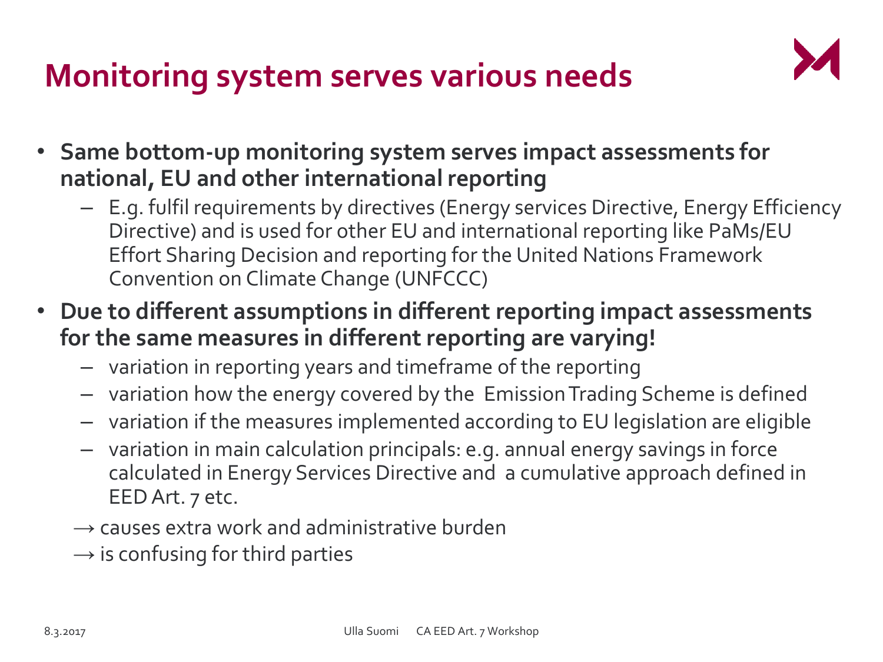# Monitoring system serves various needs

- **Same bottom-up monitoring system serves impact assessments for national, EU and other international reporting**
  - E.g. fulfil requirements by directives (Energy services Directive, Energy Efficiency Directive) and is used for other EU and international reporting like PaMs/EU Effort Sharing Decision and reporting for the United Nations Framework Convention on Climate Change (UNFCCC)
- **Due to different assumptions in different reporting impact assessments for the same measures in different reporting are varying!**
  - variation in reporting years and timeframe of the reporting
  - variation how the energy covered by the Emission Trading Scheme is defined
  - variation if the measures implemented according to EU legislation are eligible
  - variation in main calculation principals: e.g. annual energy savings in force calculated in Energy Services Directive and a cumulative approach defined in EED Art. 7 etc.

  → causes extra work and administrative burden

  → is confusing for third parties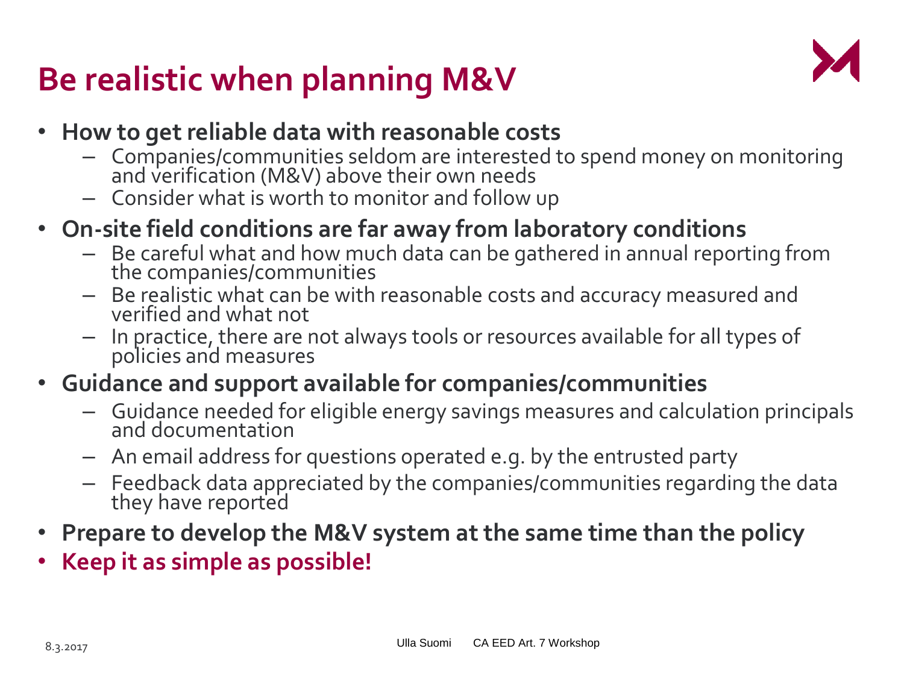# Be realistic when planning M&V

- **How to get reliable data with reasonable costs**
  - Companies/communities seldom are interested to spend money on monitoring and verification (M&V) above their own needs
  - Consider what is worth to monitor and follow up
- **On-site field conditions are far away from laboratory conditions**
  - Be careful what and how much data can be gathered in annual reporting from the companies/communities
  - Be realistic what can be with reasonable costs and accuracy measured and verified and what not
  - In practice, there are not always tools or resources available for all types of policies and measures
- **Guidance and support available for companies/communities**
  - Guidance needed for eligible energy savings measures and calculation principals and documentation
  - An email address for questions operated e.g. by the entrusted party
  - Feedback data appreciated by the companies/communities regarding the data they have reported
- **Prepare to develop the M&V system at the same time than the policy**
- **Keep it as simple as possible!**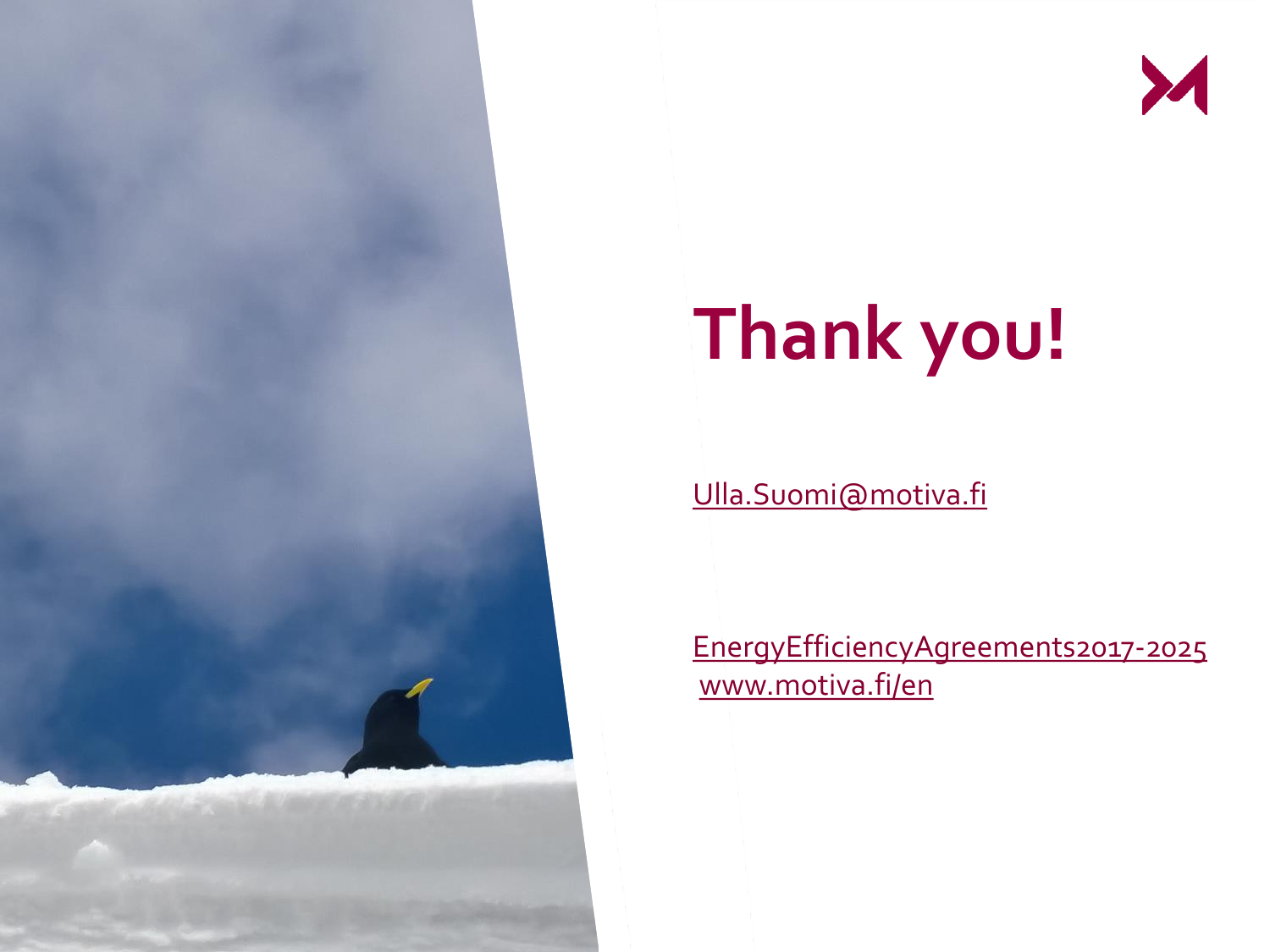# Thank you!

Ulla.Suomi@motiva.fi

EnergyEfficiencyAgreements2017-2025
www.motiva.fi/en